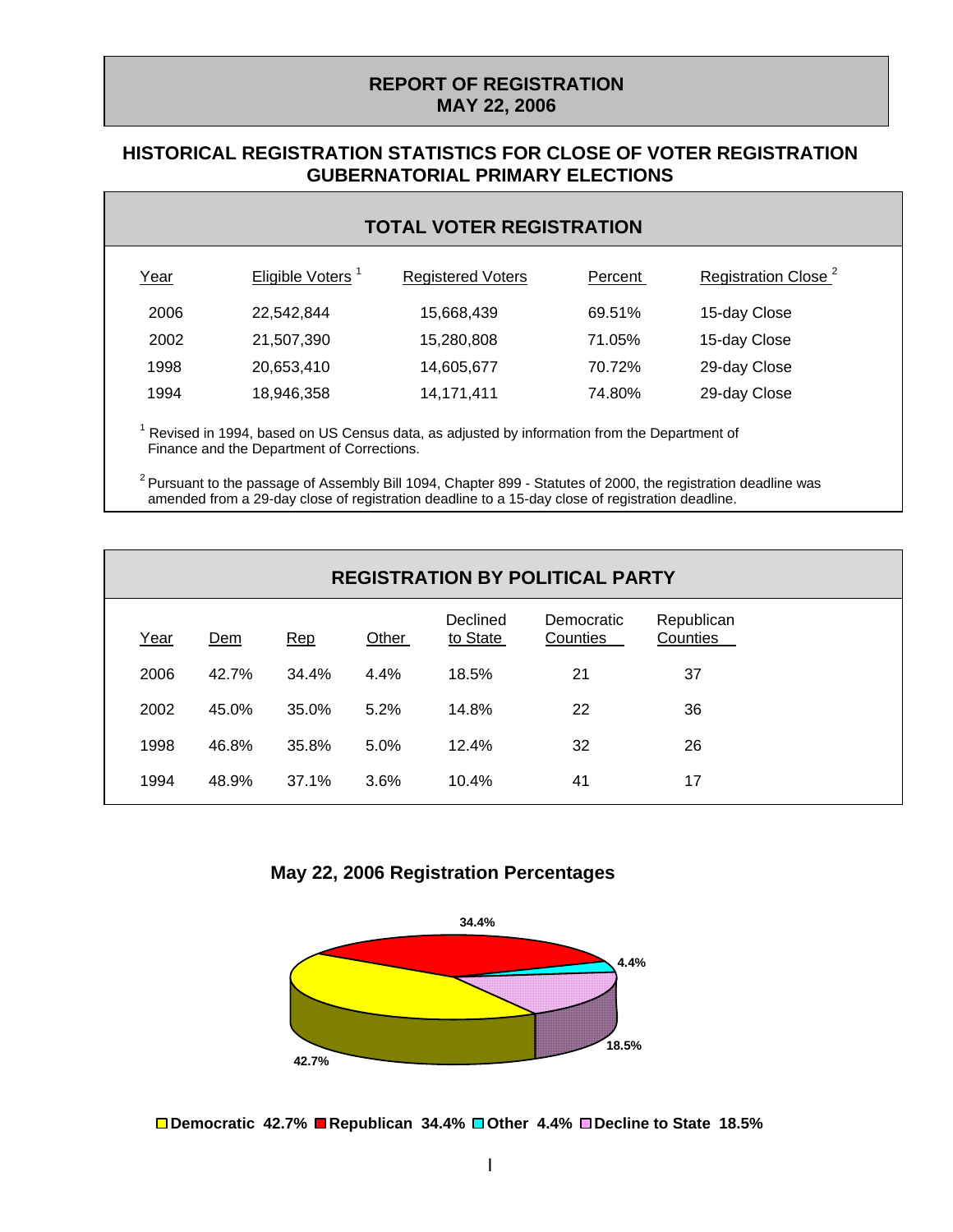# REPORT OF REGISTRATION
# MAY 22, 2006

## HISTORICAL REGISTRATION STATISTICS FOR CLOSE OF VOTER REGISTRATION GUBERNATORIAL PRIMARY ELECTIONS

### TOTAL VOTER REGISTRATION

| Year | Eligible Voters [1] | Registered Voters | Percent | Registration Close [2] |
|---|---|---|---|---|
| 2006 | 22,542,844 | 15,668,439 | 69.51% | 15-day Close |
| 2002 | 21,507,390 | 15,280,808 | 71.05% | 15-day Close |
| 1998 | 20,653,410 | 14,605,677 | 70.72% | 29-day Close |
| 1994 | 18,946,358 | 14,171,411 | 74.80% | 29-day Close |

[1] Revised in 1994, based on US Census data, as adjusted by information from the Department of Finance and the Department of Corrections.

[2] Pursuant to the passage of Assembly Bill 1094, Chapter 899 - Statutes of 2000, the registration deadline was amended from a 29-day close of registration deadline to a 15-day close of registration deadline.

### REGISTRATION BY POLITICAL PARTY

| Year | Dem | Rep | Other | Declined to State | Democratic Counties | Republican Counties |
|---|---|---|---|---|---|---|
| 2006 | 42.7% | 34.4% | 4.4% | 18.5% | 21 | 37 |
| 2002 | 45.0% | 35.0% | 5.2% | 14.8% | 22 | 36 |
| 1998 | 46.8% | 35.8% | 5.0% | 12.4% | 32 | 26 |
| 1994 | 48.9% | 37.1% | 3.6% | 10.4% | 41 | 17 |

### May 22, 2006 Registration Percentages

**Democratic 42.7% Republican 34.4% Other 4.4% Decline to State 18.5%**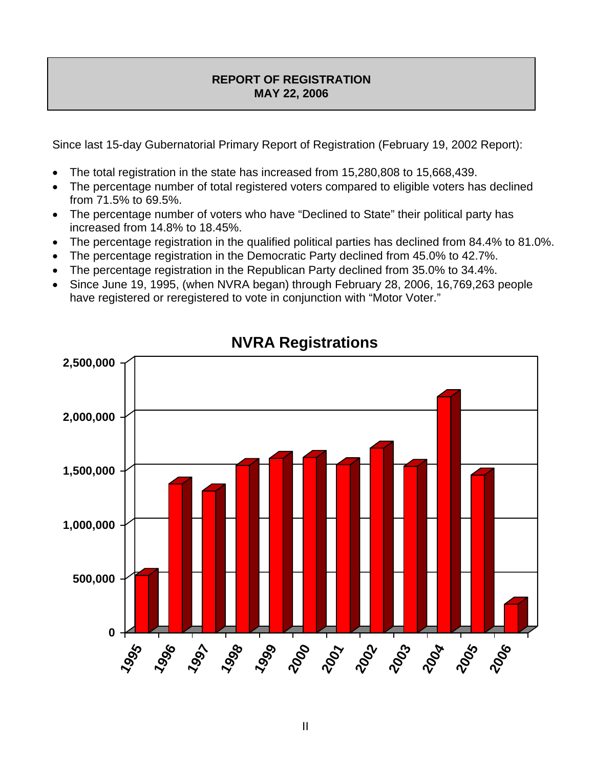**REPORT OF REGISTRATION**
**MAY 22, 2006**

Since last 15-day Gubernatorial Primary Report of Registration (February 19, 2002 Report):

- The total registration in the state has increased from 15,280,808 to 15,668,439.
- The percentage number of total registered voters compared to eligible voters has declined from 71.5% to 69.5%.
- The percentage number of voters who have "Declined to State" their political party has increased from 14.8% to 18.45%.
- The percentage registration in the qualified political parties has declined from 84.4% to 81.0%.
- The percentage registration in the Democratic Party declined from 45.0% to 42.7%.
- The percentage registration in the Republican Party declined from 35.0% to 34.4%.
- Since June 19, 1995, (when NVRA began) through February 28, 2006, 16,769,263 people have registered or reregistered to vote in conjunction with "Motor Voter."

**NVRA Registrations**

| Year | NVRA Registrations (approx.) |
|---|---|
| 1995 | ~530,000 |
| 1996 | ~1,380,000 |
| 1997 | ~1,310,000 |
| 1998 | ~1,550,000 |
| 1999 | ~1,620,000 |
| 2000 | ~1,620,000 |
| 2001 | ~1,550,000 |
| 2002 | ~1,710,000 |
| 2003 | ~1,540,000 |
| 2004 | ~2,190,000 |
| 2005 | ~1,460,000 |
| 2006 | ~260,000 |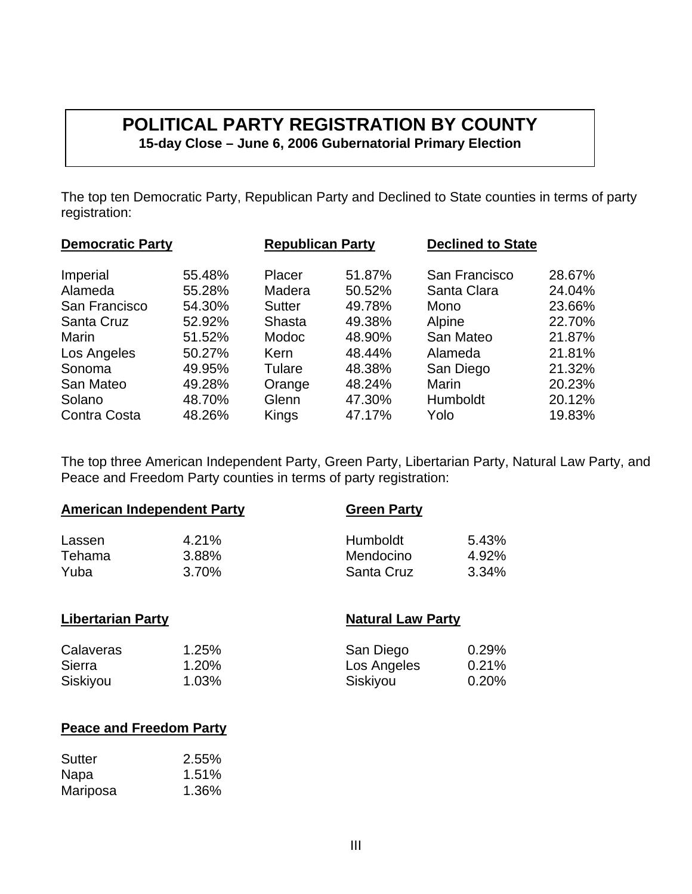# POLITICAL PARTY REGISTRATION BY COUNTY

**15-day Close – June 6, 2006 Gubernatorial Primary Election**

The top ten Democratic Party, Republican Party and Declined to State counties in terms of party registration:

| Democratic Party | | Republican Party | | Declined to State | |
|---|---|---|---|---|---|
| Imperial | 55.48% | Placer | 51.87% | San Francisco | 28.67% |
| Alameda | 55.28% | Madera | 50.52% | Santa Clara | 24.04% |
| San Francisco | 54.30% | Sutter | 49.78% | Mono | 23.66% |
| Santa Cruz | 52.92% | Shasta | 49.38% | Alpine | 22.70% |
| Marin | 51.52% | Modoc | 48.90% | San Mateo | 21.87% |
| Los Angeles | 50.27% | Kern | 48.44% | Alameda | 21.81% |
| Sonoma | 49.95% | Tulare | 48.38% | San Diego | 21.32% |
| San Mateo | 49.28% | Orange | 48.24% | Marin | 20.23% |
| Solano | 48.70% | Glenn | 47.30% | Humboldt | 20.12% |
| Contra Costa | 48.26% | Kings | 47.17% | Yolo | 19.83% |

The top three American Independent Party, Green Party, Libertarian Party, Natural Law Party, and Peace and Freedom Party counties in terms of party registration:

| American Independent Party | | Green Party | |
|---|---|---|---|
| Lassen | 4.21% | Humboldt | 5.43% |
| Tehama | 3.88% | Mendocino | 4.92% |
| Yuba | 3.70% | Santa Cruz | 3.34% |

| Libertarian Party | | Natural Law Party | |
|---|---|---|---|
| Calaveras | 1.25% | San Diego | 0.29% |
| Sierra | 1.20% | Los Angeles | 0.21% |
| Siskiyou | 1.03% | Siskiyou | 0.20% |

| Peace and Freedom Party | |
|---|---|
| Sutter | 2.55% |
| Napa | 1.51% |
| Mariposa | 1.36% |